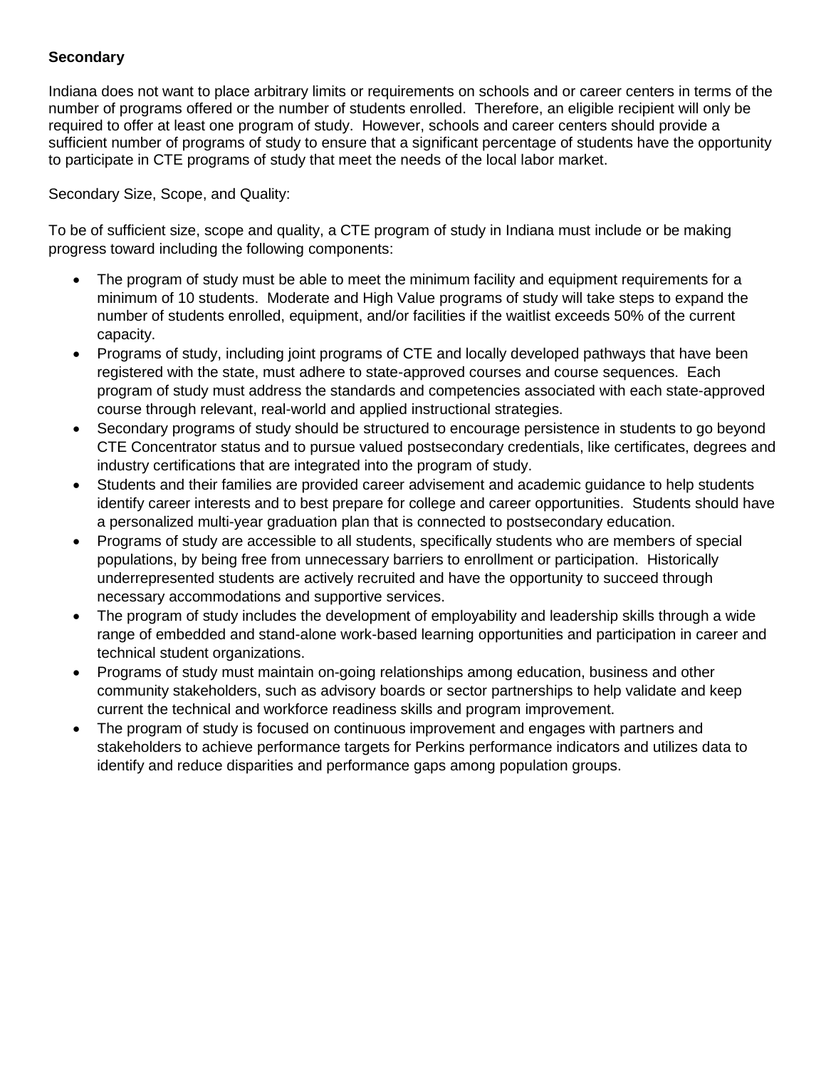**Secondary**

Indiana does not want to place arbitrary limits or requirements on schools and or career centers in terms of the number of programs offered or the number of students enrolled. Therefore, an eligible recipient will only be required to offer at least one program of study. However, schools and career centers should provide a sufficient number of programs of study to ensure that a significant percentage of students have the opportunity to participate in CTE programs of study that meet the needs of the local labor market.

Secondary Size, Scope, and Quality:

To be of sufficient size, scope and quality, a CTE program of study in Indiana must include or be making progress toward including the following components:

- The program of study must be able to meet the minimum facility and equipment requirements for a minimum of 10 students. Moderate and High Value programs of study will take steps to expand the number of students enrolled, equipment, and/or facilities if the waitlist exceeds 50% of the current capacity.
- Programs of study, including joint programs of CTE and locally developed pathways that have been registered with the state, must adhere to state-approved courses and course sequences. Each program of study must address the standards and competencies associated with each state-approved course through relevant, real-world and applied instructional strategies.
- Secondary programs of study should be structured to encourage persistence in students to go beyond CTE Concentrator status and to pursue valued postsecondary credentials, like certificates, degrees and industry certifications that are integrated into the program of study.
- Students and their families are provided career advisement and academic guidance to help students identify career interests and to best prepare for college and career opportunities. Students should have a personalized multi-year graduation plan that is connected to postsecondary education.
- Programs of study are accessible to all students, specifically students who are members of special populations, by being free from unnecessary barriers to enrollment or participation. Historically underrepresented students are actively recruited and have the opportunity to succeed through necessary accommodations and supportive services.
- The program of study includes the development of employability and leadership skills through a wide range of embedded and stand-alone work-based learning opportunities and participation in career and technical student organizations.
- Programs of study must maintain on-going relationships among education, business and other community stakeholders, such as advisory boards or sector partnerships to help validate and keep current the technical and workforce readiness skills and program improvement.
- The program of study is focused on continuous improvement and engages with partners and stakeholders to achieve performance targets for Perkins performance indicators and utilizes data to identify and reduce disparities and performance gaps among population groups.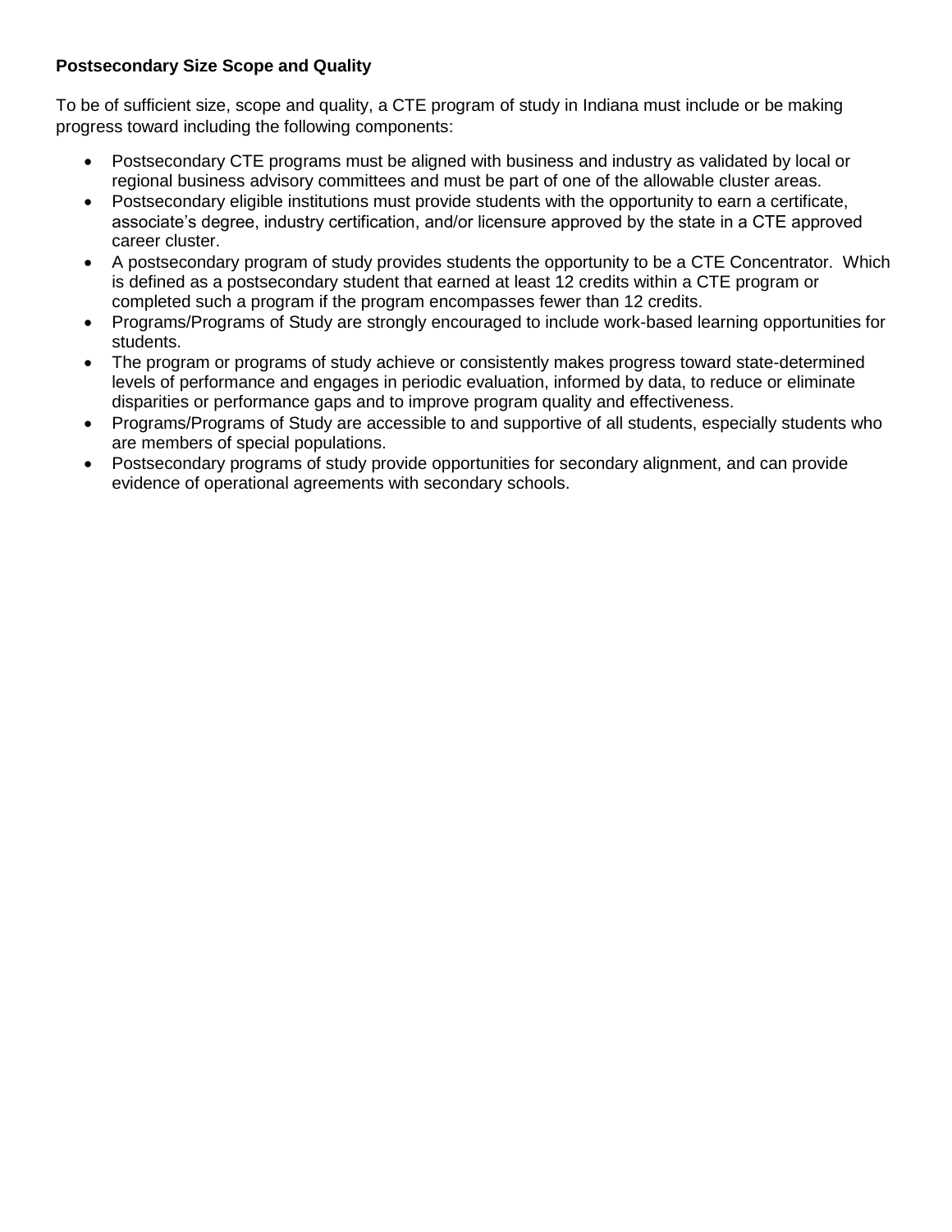**Postsecondary Size Scope and Quality**

To be of sufficient size, scope and quality, a CTE program of study in Indiana must include or be making progress toward including the following components:

- Postsecondary CTE programs must be aligned with business and industry as validated by local or regional business advisory committees and must be part of one of the allowable cluster areas.
- Postsecondary eligible institutions must provide students with the opportunity to earn a certificate, associate's degree, industry certification, and/or licensure approved by the state in a CTE approved career cluster.
- A postsecondary program of study provides students the opportunity to be a CTE Concentrator. Which is defined as a postsecondary student that earned at least 12 credits within a CTE program or completed such a program if the program encompasses fewer than 12 credits.
- Programs/Programs of Study are strongly encouraged to include work-based learning opportunities for students.
- The program or programs of study achieve or consistently makes progress toward state-determined levels of performance and engages in periodic evaluation, informed by data, to reduce or eliminate disparities or performance gaps and to improve program quality and effectiveness.
- Programs/Programs of Study are accessible to and supportive of all students, especially students who are members of special populations.
- Postsecondary programs of study provide opportunities for secondary alignment, and can provide evidence of operational agreements with secondary schools.